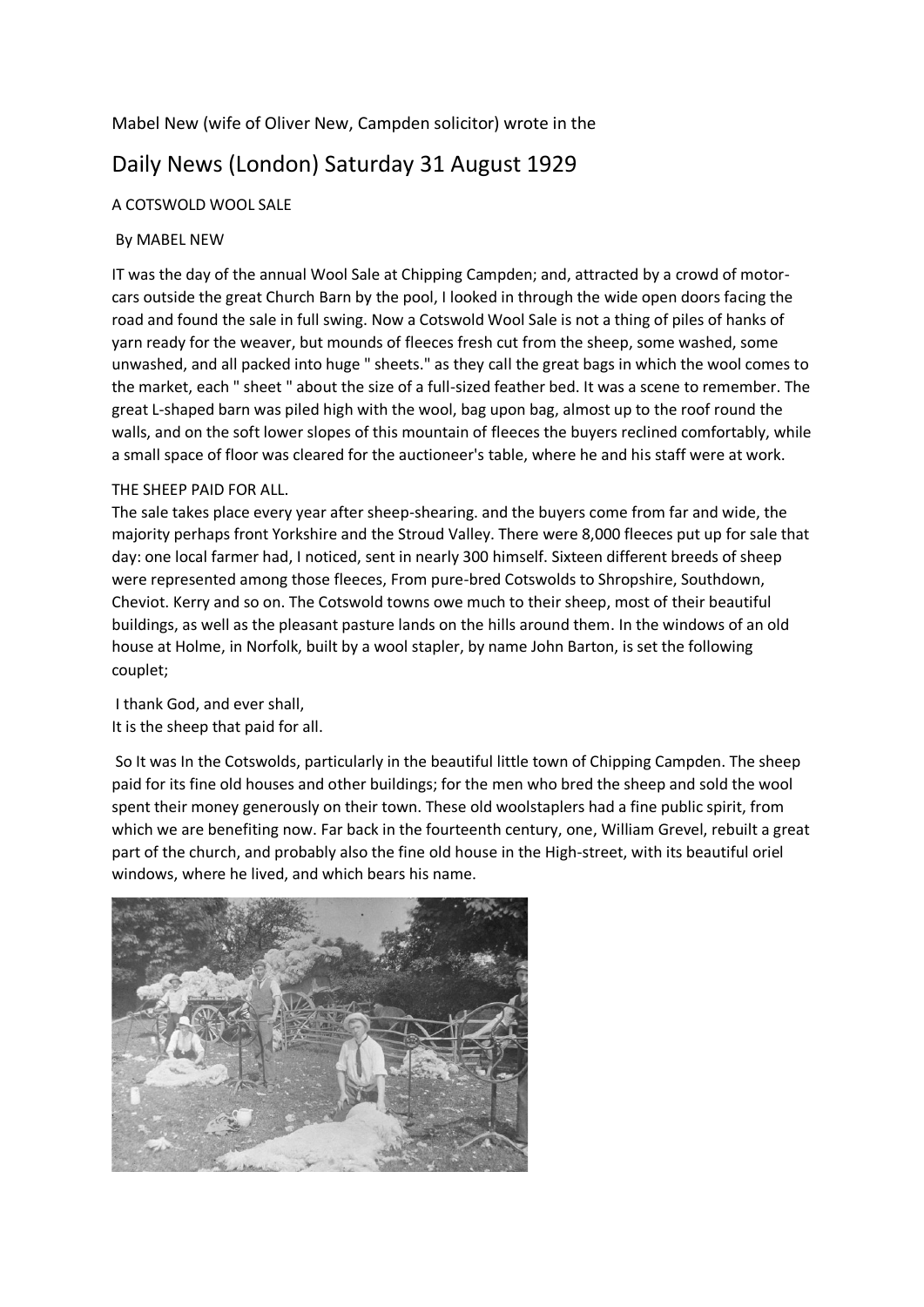Mabel New (wife of Oliver New, Campden solicitor) wrote in the

# Daily News (London) Saturday 31 August 1929

A COTSWOLD WOOL SALE

By MABEL NEW

IT was the day of the annual Wool Sale at Chipping Campden; and, attracted by a crowd of motor-cars outside the great Church Barn by the pool, I looked in through the wide open doors facing the road and found the sale in full swing. Now a Cotswold Wool Sale is not a thing of piles of hanks of yarn ready for the weaver, but mounds of fleeces fresh cut from the sheep, some washed, some unwashed, and all packed into huge " sheets." as they call the great bags in which the wool comes to the market, each " sheet " about the size of a full-sized feather bed. It was a scene to remember. The great L-shaped barn was piled high with the wool, bag upon bag, almost up to the roof round the walls, and on the soft lower slopes of this mountain of fleeces the buyers reclined comfortably, while a small space of floor was cleared for the auctioneer's table, where he and his staff were at work.

THE SHEEP PAID FOR ALL.

The sale takes place every year after sheep-shearing. and the buyers come from far and wide, the majority perhaps front Yorkshire and the Stroud Valley. There were 8,000 fleeces put up for sale that day: one local farmer had, I noticed, sent in nearly 300 himself. Sixteen different breeds of sheep were represented among those fleeces, From pure-bred Cotswolds to Shropshire, Southdown, Cheviot. Kerry and so on. The Cotswold towns owe much to their sheep, most of their beautiful buildings, as well as the pleasant pasture lands on the hills around them. In the windows of an old house at Holme, in Norfolk, built by a wool stapler, by name John Barton, is set the following couplet;

I thank God, and ever shall,
It is the sheep that paid for all.

So It was In the Cotswolds, particularly in the beautiful little town of Chipping Campden. The sheep paid for its fine old houses and other buildings; for the men who bred the sheep and sold the wool spent their money generously on their town. These old woolstaplers had a fine public spirit, from which we are benefiting now. Far back in the fourteenth century, one, William Grevel, rebuilt a great part of the church, and probably also the fine old house in the High-street, with its beautiful oriel windows, where he lived, and which bears his name.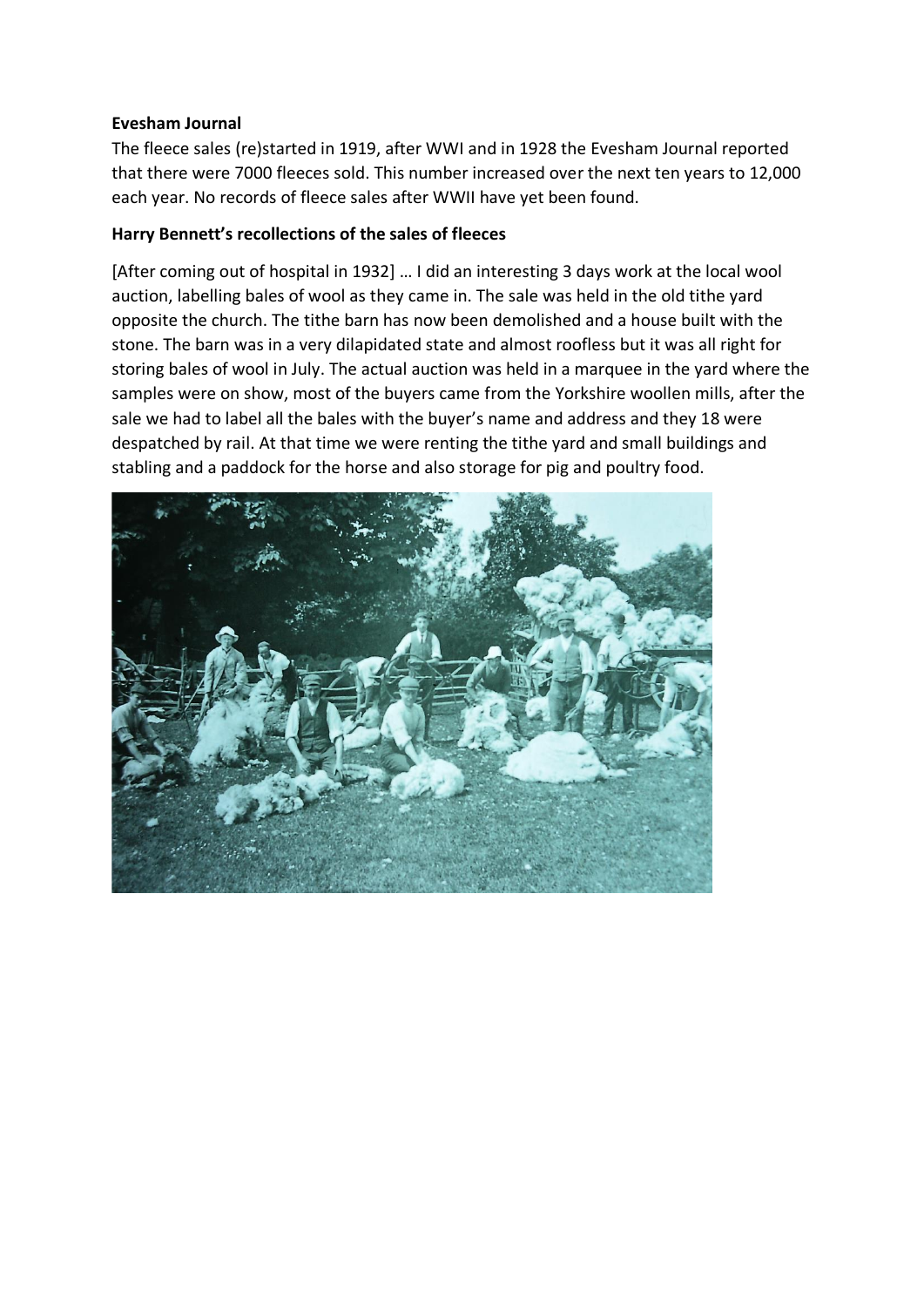**Evesham Journal**

The fleece sales (re)started in 1919, after WWI and in 1928 the Evesham Journal reported that there were 7000 fleeces sold. This number increased over the next ten years to 12,000 each year. No records of fleece sales after WWII have yet been found.

**Harry Bennett's recollections of the sales of fleeces**

[After coming out of hospital in 1932] … I did an interesting 3 days work at the local wool auction, labelling bales of wool as they came in. The sale was held in the old tithe yard opposite the church. The tithe barn has now been demolished and a house built with the stone. The barn was in a very dilapidated state and almost roofless but it was all right for storing bales of wool in July. The actual auction was held in a marquee in the yard where the samples were on show, most of the buyers came from the Yorkshire woollen mills, after the sale we had to label all the bales with the buyer's name and address and they 18 were despatched by rail. At that time we were renting the tithe yard and small buildings and stabling and a paddock for the horse and also storage for pig and poultry food.